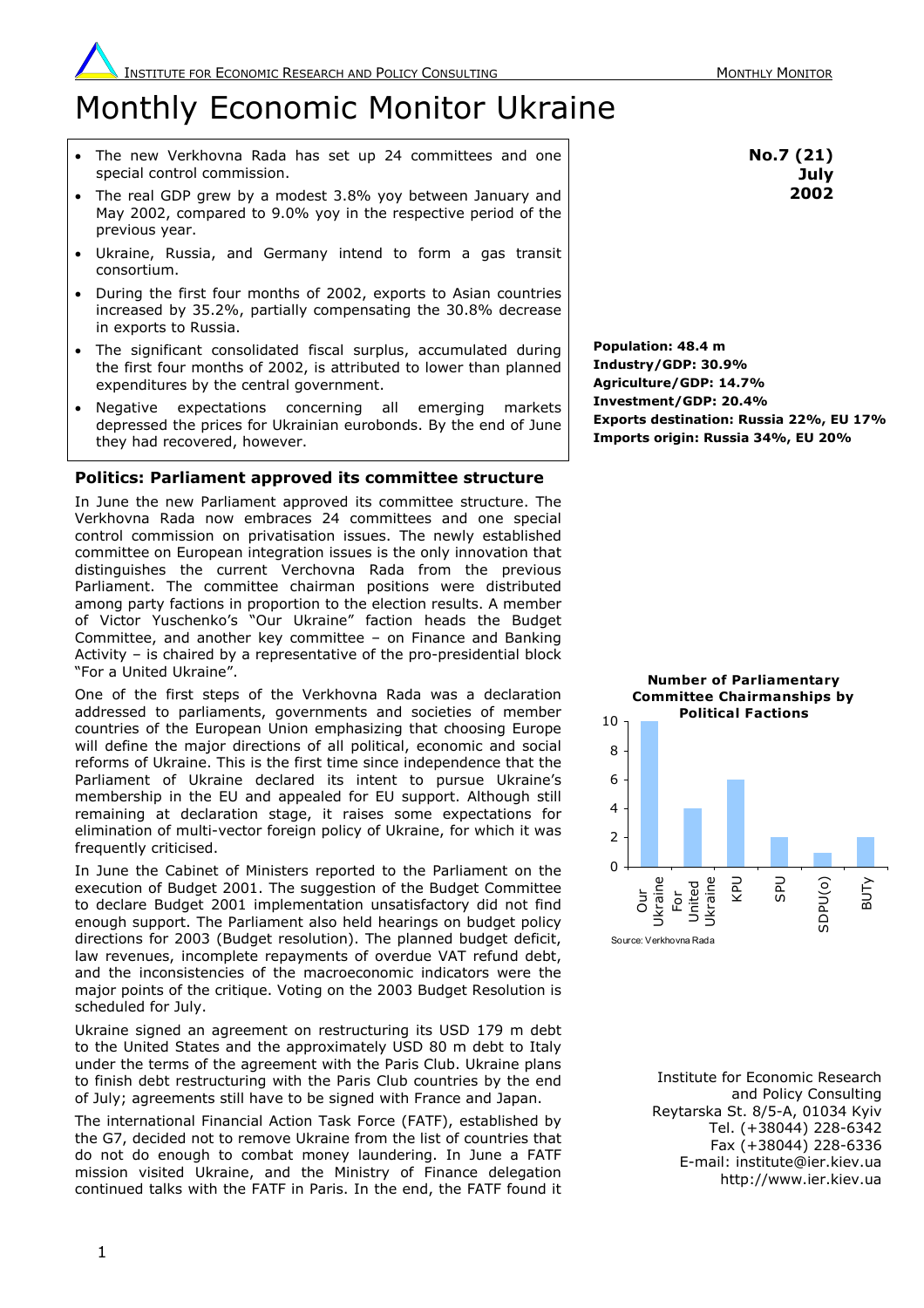# Monthly Economic Monitor Ukraine

**No.7 (21)**
**July**
**2002**

- The new Verkhovna Rada has set up 24 committees and one special control commission.
- The real GDP grew by a modest 3.8% yoy between January and May 2002, compared to 9.0% yoy in the respective period of the previous year.
- Ukraine, Russia, and Germany intend to form a gas transit consortium.
- During the first four months of 2002, exports to Asian countries increased by 35.2%, partially compensating the 30.8% decrease in exports to Russia.
- The significant consolidated fiscal surplus, accumulated during the first four months of 2002, is attributed to lower than planned expenditures by the central government.
- Negative expectations concerning all emerging markets depressed the prices for Ukrainian eurobonds. By the end of June they had recovered, however.

**Population: 48.4 m**
**Industry/GDP: 30.9%**
**Agriculture/GDP: 14.7%**
**Investment/GDP: 20.4%**
**Exports destination: Russia 22%, EU 17%**
**Imports origin: Russia 34%, EU 20%**

## Politics: Parliament approved its committee structure

In June the new Parliament approved its committee structure. The Verkhovna Rada now embraces 24 committees and one special control commission on privatisation issues. The newly established committee on European integration issues is the only innovation that distinguishes the current Verchovna Rada from the previous Parliament. The committee chairman positions were distributed among party factions in proportion to the election results. A member of Victor Yuschenko's "Our Ukraine" faction heads the Budget Committee, and another key committee – on Finance and Banking Activity – is chaired by a representative of the pro-presidential block "For a United Ukraine".

**Number of Parliamentary Committee Chairmanships by Political Factions**

| Faction | Chairmanships |
| --- | --- |
| Our Ukraine | 10 |
| For United Ukraine | 4 |
| KPU | 6 |
| SPU | 2 |
| SDPU(o) | 1 |
| BUTy | 2 |

Source: Verkhovna Rada

One of the first steps of the Verkhovna Rada was a declaration addressed to parliaments, governments and societies of member countries of the European Union emphasizing that choosing Europe will define the major directions of all political, economic and social reforms of Ukraine. This is the first time since independence that the Parliament of Ukraine declared its intent to pursue Ukraine's membership in the EU and appealed for EU support. Although still remaining at declaration stage, it raises some expectations for elimination of multi-vector foreign policy of Ukraine, for which it was frequently criticised.

In June the Cabinet of Ministers reported to the Parliament on the execution of Budget 2001. The suggestion of the Budget Committee to declare Budget 2001 implementation unsatisfactory did not find enough support. The Parliament also held hearings on budget policy directions for 2003 (Budget resolution). The planned budget deficit, law revenues, incomplete repayments of overdue VAT refund debt, and the inconsistencies of the macroeconomic indicators were the major points of the critique. Voting on the 2003 Budget Resolution is scheduled for July.

Ukraine signed an agreement on restructuring its USD 179 m debt to the United States and the approximately USD 80 m debt to Italy under the terms of the agreement with the Paris Club. Ukraine plans to finish debt restructuring with the Paris Club countries by the end of July; agreements still have to be signed with France and Japan.

The international Financial Action Task Force (FATF), established by the G7, decided not to remove Ukraine from the list of countries that do not do enough to combat money laundering. In June a FATF mission visited Ukraine, and the Ministry of Finance delegation continued talks with the FATF in Paris. In the end, the FATF found it

Institute for Economic Research and Policy Consulting
Reytarska St. 8/5-A, 01034 Kyiv
Tel. (+38044) 228-6342
Fax (+38044) 228-6336
E-mail: institute@ier.kiev.ua
http://www.ier.kiev.ua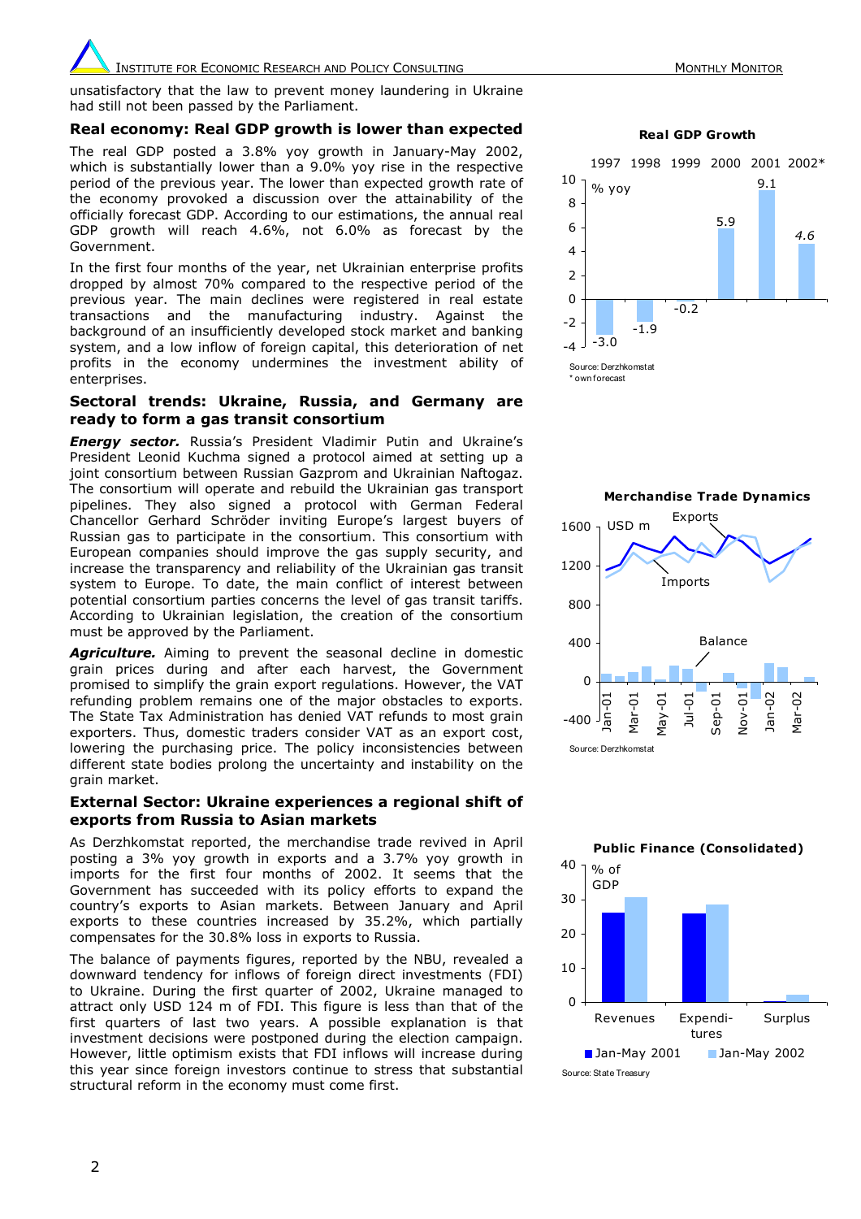unsatisfactory that the law to prevent money laundering in Ukraine had still not been passed by the Parliament.

## Real economy: Real GDP growth is lower than expected

The real GDP posted a 3.8% yoy growth in January-May 2002, which is substantially lower than a 9.0% yoy rise in the respective period of the previous year. The lower than expected growth rate of the economy provoked a discussion over the attainability of the officially forecast GDP. According to our estimations, the annual real GDP growth will reach 4.6%, not 6.0% as forecast by the Government.

In the first four months of the year, net Ukrainian enterprise profits dropped by almost 70% compared to the respective period of the previous year. The main declines were registered in real estate transactions and the manufacturing industry. Against the background of an insufficiently developed stock market and banking system, and a low inflow of foreign capital, this deterioration of net profits in the economy undermines the investment ability of enterprises.

**Real GDP Growth**

| | 1997 | 1998 | 1999 | 2000 | 2001 | 2002* |
|---|---|---|---|---|---|---|
| % yoy | -3.0 | -1.9 | -0.2 | 5.9 | 9.1 | *4.6* |

Source: Derzhkomstat
\* own forecast

## Sectoral trends: Ukraine, Russia, and Germany are ready to form a gas transit consortium

***Energy sector.*** Russia's President Vladimir Putin and Ukraine's President Leonid Kuchma signed a protocol aimed at setting up a joint consortium between Russian Gazprom and Ukrainian Naftogaz. The consortium will operate and rebuild the Ukrainian gas transport pipelines. They also signed a protocol with German Federal Chancellor Gerhard Schröder inviting Europe's largest buyers of Russian gas to participate in the consortium. This consortium with European companies should improve the gas supply security, and increase the transparency and reliability of the Ukrainian gas transit system to Europe. To date, the main conflict of interest between potential consortium parties concerns the level of gas transit tariffs. According to Ukrainian legislation, the creation of the consortium must be approved by the Parliament.

***Agriculture.*** Aiming to prevent the seasonal decline in domestic grain prices during and after each harvest, the Government promised to simplify the grain export regulations. However, the VAT refunding problem remains one of the major obstacles to exports. The State Tax Administration has denied VAT refunds to most grain exporters. Thus, domestic traders consider VAT as an export cost, lowering the purchasing price. The policy inconsistencies between different state bodies prolong the uncertainty and instability on the grain market.

**Merchandise Trade Dynamics**

(Chart: Exports, Imports and Balance, USD m, Jan-01 to Mar-02)

Source: Derzhkomstat

## External Sector: Ukraine experiences a regional shift of exports from Russia to Asian markets

As Derzhkomstat reported, the merchandise trade revived in April posting a 3% yoy growth in exports and a 3.7% yoy growth in imports for the first four months of 2002. It seems that the Government has succeeded with its policy efforts to expand the country's exports to Asian markets. Between January and April exports to these countries increased by 35.2%, which partially compensates for the 30.8% loss in exports to Russia.

The balance of payments figures, reported by the NBU, revealed a downward tendency for inflows of foreign direct investments (FDI) to Ukraine. During the first quarter of 2002, Ukraine managed to attract only USD 124 m of FDI. This figure is less than that of the first quarters of last two years. A possible explanation is that investment decisions were postponed during the election campaign. However, little optimism exists that FDI inflows will increase during this year since foreign investors continue to stress that substantial structural reform in the economy must come first.

**Public Finance (Consolidated)**

(Chart: Revenues, Expenditures, Surplus, % of GDP, Jan-May 2001 vs Jan-May 2002)

Source: State Treasury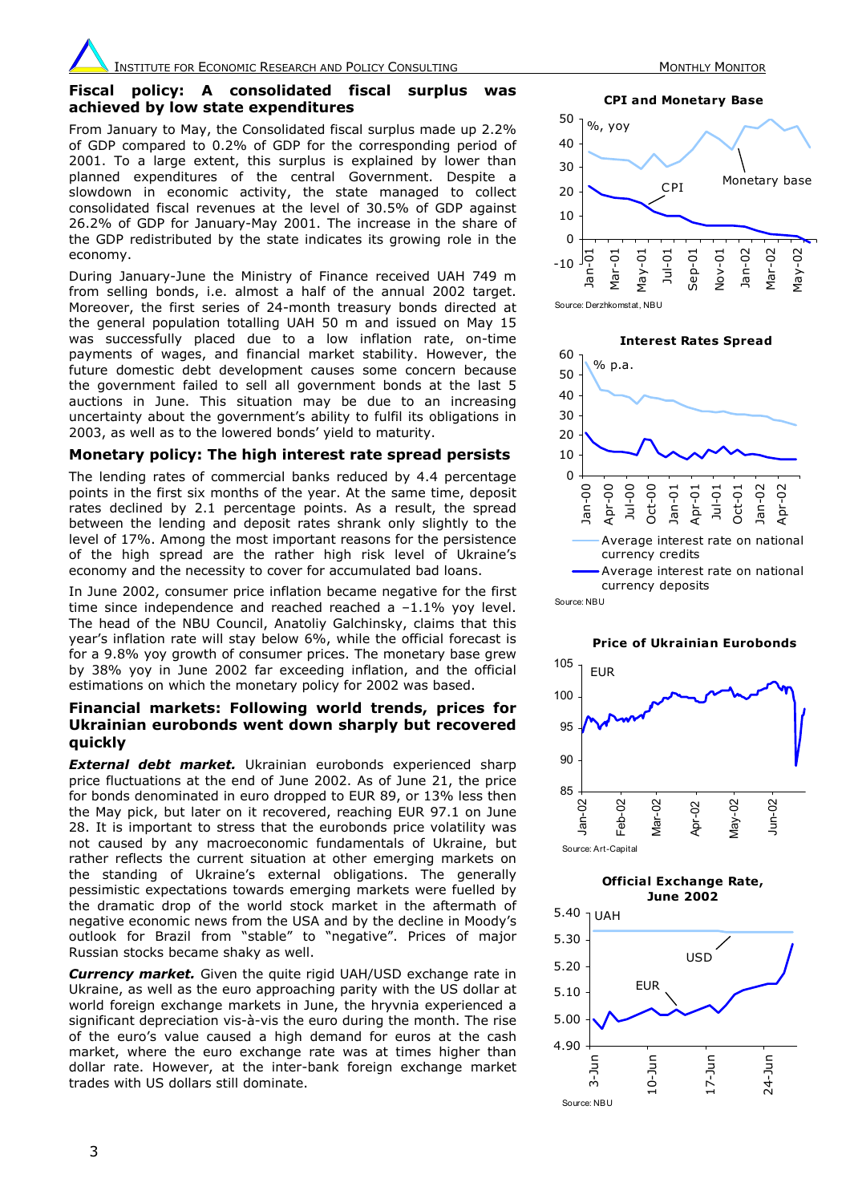## Fiscal policy: A consolidated fiscal surplus was achieved by low state expenditures

From January to May, the Consolidated fiscal surplus made up 2.2% of GDP compared to 0.2% of GDP for the corresponding period of 2001. To a large extent, this surplus is explained by lower than planned expenditures of the central Government. Despite a slowdown in economic activity, the state managed to collect consolidated fiscal revenues at the level of 30.5% of GDP against 26.2% of GDP for January-May 2001. The increase in the share of the GDP redistributed by the state indicates its growing role in the economy.

During January-June the Ministry of Finance received UAH 749 m from selling bonds, i.e. almost a half of the annual 2002 target. Moreover, the first series of 24-month treasury bonds directed at the general population totalling UAH 50 m and issued on May 15 was successfully placed due to a low inflation rate, on-time payments of wages, and financial market stability. However, the future domestic debt development causes some concern because the government failed to sell all government bonds at the last 5 auctions in June. This situation may be due to an increasing uncertainty about the government's ability to fulfil its obligations in 2003, as well as to the lowered bonds' yield to maturity.

## Monetary policy: The high interest rate spread persists

The lending rates of commercial banks reduced by 4.4 percentage points in the first six months of the year. At the same time, deposit rates declined by 2.1 percentage points. As a result, the spread between the lending and deposit rates shrank only slightly to the level of 17%. Among the most important reasons for the persistence of the high spread are the rather high risk level of Ukraine's economy and the necessity to cover for accumulated bad loans.

In June 2002, consumer price inflation became negative for the first time since independence and reached a –1.1% yoy level. The head of the NBU Council, Anatoliy Galchinsky, claims that this year's inflation rate will stay below 6%, while the official forecast is for a 9.8% yoy growth of consumer prices. The monetary base grew by 38% yoy in June 2002 far exceeding inflation, and the official estimations on which the monetary policy for 2002 was based.

## Financial markets: Following world trends, prices for Ukrainian eurobonds went down sharply but recovered quickly

***External debt market.*** Ukrainian eurobonds experienced sharp price fluctuations at the end of June 2002. As of June 21, the price for bonds denominated in euro dropped to EUR 89, or 13% less then the May pick, but later on it recovered, reaching EUR 97.1 on June 28. It is important to stress that the eurobonds price volatility was not caused by any macroeconomic fundamentals of Ukraine, but rather reflects the current situation at other emerging markets on the standing of Ukraine's external obligations. The generally pessimistic expectations towards emerging markets were fuelled by the dramatic drop of the world stock market in the aftermath of negative economic news from the USA and by the decline in Moody's outlook for Brazil from "stable" to "negative". Prices of major Russian stocks became shaky as well.

***Currency market.*** Given the quite rigid UAH/USD exchange rate in Ukraine, as well as the euro approaching parity with the US dollar at world foreign exchange markets in June, the hryvnia experienced a significant depreciation vis-à-vis the euro during the month. The rise of the euro's value caused a high demand for euros at the cash market, where the euro exchange rate was at times higher than dollar rate. However, at the inter-bank foreign exchange market trades with US dollars still dominate.

**CPI and Monetary Base**

Source: Derzhkomstat, NBU

**Interest Rates Spread**

Source: NBU

**Price of Ukrainian Eurobonds**

Source: Art-Capital

**Official Exchange Rate, June 2002**

Source: NBU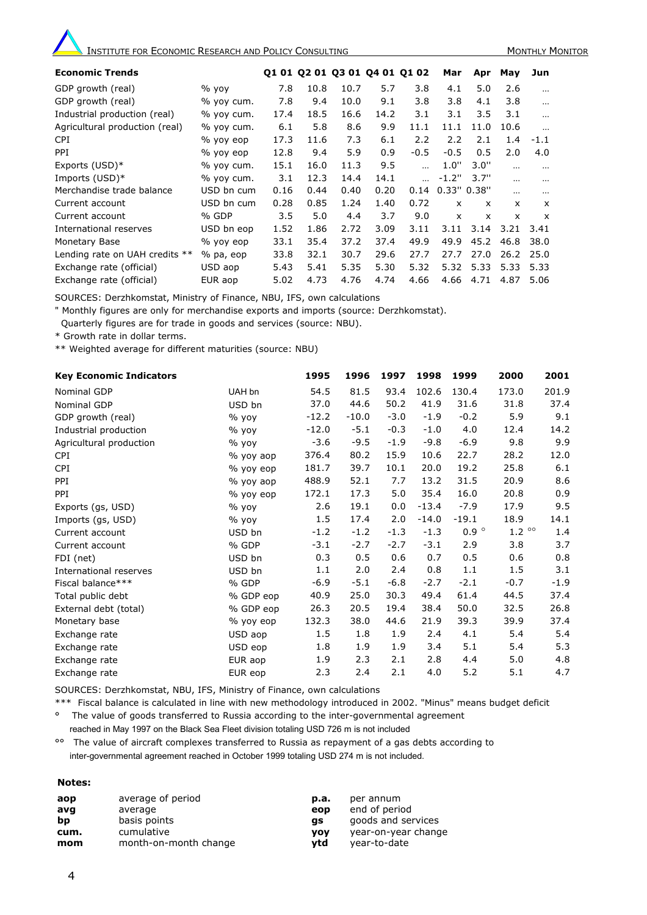| Economic Trends | | Q1 01 | Q2 01 | Q3 01 | Q4 01 | Q1 02 | Mar | Apr | May | Jun |
|---|---|---|---|---|---|---|---|---|---|---|
| GDP growth (real) | % yoy | 7.8 | 10.8 | 10.7 | 5.7 | 3.8 | 4.1 | 5.0 | 2.6 | … |
| GDP growth (real) | % yoy cum. | 7.8 | 9.4 | 10.0 | 9.1 | 3.8 | 3.8 | 4.1 | 3.8 | … |
| Industrial production (real) | % yoy cum. | 17.4 | 18.5 | 16.6 | 14.2 | 3.1 | 3.1 | 3.5 | 3.1 | … |
| Agricultural production (real) | % yoy cum. | 6.1 | 5.8 | 8.6 | 9.9 | 11.1 | 11.1 | 11.0 | 10.6 | … |
| CPI | % yoy eop | 17.3 | 11.6 | 7.3 | 6.1 | 2.2 | 2.2 | 2.1 | 1.4 | -1.1 |
| PPI | % yoy eop | 12.8 | 9.4 | 5.9 | 0.9 | -0.5 | -0.5 | 0.5 | 2.0 | 4.0 |
| Exports (USD)* | % yoy cum. | 15.1 | 16.0 | 11.3 | 9.5 | … | 1.0" | 3.0" | … | … |
| Imports (USD)* | % yoy cum. | 3.1 | 12.3 | 14.4 | 14.1 | … | -1.2" | 3.7" | … | … |
| Merchandise trade balance | USD bn cum | 0.16 | 0.44 | 0.40 | 0.20 | 0.14 | 0.33" | 0.38" | … | … |
| Current account | USD bn cum | 0.28 | 0.85 | 1.24 | 1.40 | 0.72 | x | x | x | x |
| Current account | % GDP | 3.5 | 5.0 | 4.4 | 3.7 | 9.0 | x | x | x | x |
| International reserves | USD bn eop | 1.52 | 1.86 | 2.72 | 3.09 | 3.11 | 3.11 | 3.14 | 3.21 | 3.41 |
| Monetary Base | % yoy eop | 33.1 | 35.4 | 37.2 | 37.4 | 49.9 | 49.9 | 45.2 | 46.8 | 38.0 |
| Lending rate on UAH credits ** | % pa, eop | 33.8 | 32.1 | 30.7 | 29.6 | 27.7 | 27.7 | 27.0 | 26.2 | 25.0 |
| Exchange rate (official) | USD aop | 5.43 | 5.41 | 5.35 | 5.30 | 5.32 | 5.32 | 5.33 | 5.33 | 5.33 |
| Exchange rate (official) | EUR aop | 5.02 | 4.73 | 4.76 | 4.74 | 4.66 | 4.66 | 4.71 | 4.87 | 5.06 |

SOURCES: Derzhkomstat, Ministry of Finance, NBU, IFS, own calculations

" Monthly figures are only for merchandise exports and imports (source: Derzhkomstat).
Quarterly figures are for trade in goods and services (source: NBU).

* Growth rate in dollar terms.

** Weighted average for different maturities (source: NBU)

| Key Economic Indicators | | 1995 | 1996 | 1997 | 1998 | 1999 | 2000 | 2001 |
|---|---|---|---|---|---|---|---|---|
| Nominal GDP | UAH bn | 54.5 | 81.5 | 93.4 | 102.6 | 130.4 | 173.0 | 201.9 |
| Nominal GDP | USD bn | 37.0 | 44.6 | 50.2 | 41.9 | 31.6 | 31.8 | 37.4 |
| GDP growth (real) | % yoy | -12.2 | -10.0 | -3.0 | -1.9 | -0.2 | 5.9 | 9.1 |
| Industrial production | % yoy | -12.0 | -5.1 | -0.3 | -1.0 | 4.0 | 12.4 | 14.2 |
| Agricultural production | % yoy | -3.6 | -9.5 | -1.9 | -9.8 | -6.9 | 9.8 | 9.9 |
| CPI | % yoy aop | 376.4 | 80.2 | 15.9 | 10.6 | 22.7 | 28.2 | 12.0 |
| CPI | % yoy eop | 181.7 | 39.7 | 10.1 | 20.0 | 19.2 | 25.8 | 6.1 |
| PPI | % yoy aop | 488.9 | 52.1 | 7.7 | 13.2 | 31.5 | 20.9 | 8.6 |
| PPI | % yoy eop | 172.1 | 17.3 | 5.0 | 35.4 | 16.0 | 20.8 | 0.9 |
| Exports (gs, USD) | % yoy | 2.6 | 19.1 | 0.0 | -13.4 | -7.9 | 17.9 | 9.5 |
| Imports (gs, USD) | % yoy | 1.5 | 17.4 | 2.0 | -14.0 | -19.1 | 18.9 | 14.1 |
| Current account | USD bn | -1.2 | -1.2 | -1.3 | -1.3 | 0.9 ° | 1.2 °° | 1.4 |
| Current account | % GDP | -3.1 | -2.7 | -2.7 | -3.1 | 2.9 | 3.8 | 3.7 |
| FDI (net) | USD bn | 0.3 | 0.5 | 0.6 | 0.7 | 0.5 | 0.6 | 0.8 |
| International reserves | USD bn | 1.1 | 2.0 | 2.4 | 0.8 | 1.1 | 1.5 | 3.1 |
| Fiscal balance*** | % GDP | -6.9 | -5.1 | -6.8 | -2.7 | -2.1 | -0.7 | -1.9 |
| Total public debt | % GDP eop | 40.9 | 25.0 | 30.3 | 49.4 | 61.4 | 44.5 | 37.4 |
| External debt (total) | % GDP eop | 26.3 | 20.5 | 19.4 | 38.4 | 50.0 | 32.5 | 26.8 |
| Monetary base | % yoy eop | 132.3 | 38.0 | 44.6 | 21.9 | 39.3 | 39.9 | 37.4 |
| Exchange rate | USD aop | 1.5 | 1.8 | 1.9 | 2.4 | 4.1 | 5.4 | 5.4 |
| Exchange rate | USD eop | 1.8 | 1.9 | 1.9 | 3.4 | 5.1 | 5.4 | 5.3 |
| Exchange rate | EUR aop | 1.9 | 2.3 | 2.1 | 2.8 | 4.4 | 5.0 | 4.8 |
| Exchange rate | EUR eop | 2.3 | 2.4 | 2.1 | 4.0 | 5.2 | 5.1 | 4.7 |

SOURCES: Derzhkomstat, NBU, IFS, Ministry of Finance, own calculations

*** Fiscal balance is calculated in line with new methodology introduced in 2002. "Minus" means budget deficit

° The value of goods transferred to Russia according to the inter-governmental agreement reached in May 1997 on the Black Sea Fleet division totaling USD 726 m is not included

°° The value of aircraft complexes transferred to Russia as repayment of a gas debts according to inter-governmental agreement reached in October 1999 totaling USD 274 m is not included.

**Notes:**

| | | | |
|---|---|---|---|
| **aop** | average of period | **p.a.** | per annum |
| **avg** | average | **eop** | end of period |
| **bp** | basis points | **gs** | goods and services |
| **cum.** | cumulative | **yoy** | year-on-year change |
| **mom** | month-on-month change | **ytd** | year-to-date |